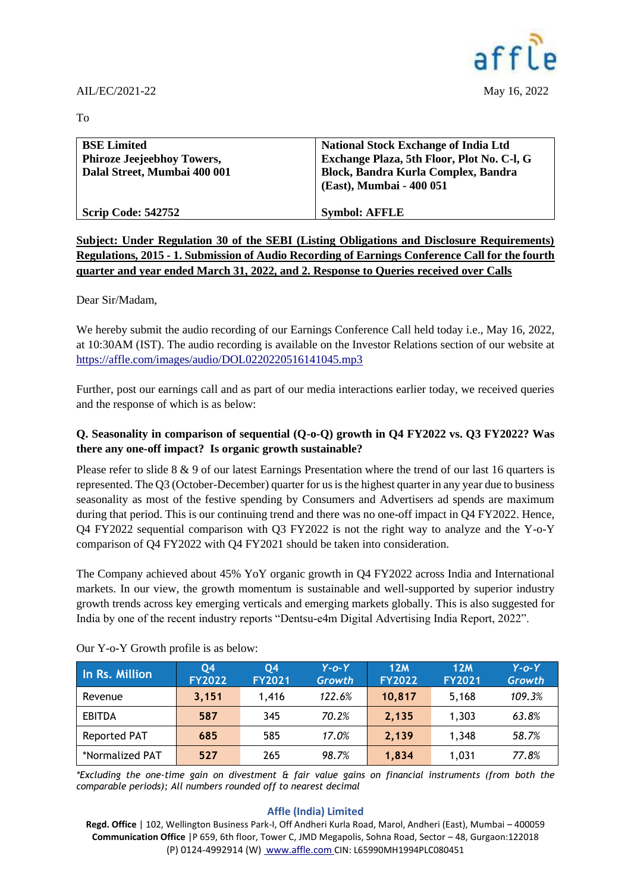AIL/EC/2021-22

May 16, 2022

To

| BSE Limited<br>Phiroze Jeejeebhoy Towers,<br>Dalal Street, Mumbai 400 001 | National Stock Exchange of India Ltd<br>Exchange Plaza, 5th Floor, Plot No. C-l, G Block, Bandra Kurla Complex, Bandra (East), Mumbai - 400 051 |
|---|---|
| **Scrip Code: 542752** | **Symbol: AFFLE** |

**Subject: Under Regulation 30 of the SEBI (Listing Obligations and Disclosure Requirements) Regulations, 2015 - 1. Submission of Audio Recording of Earnings Conference Call for the fourth quarter and year ended March 31, 2022, and 2. Response to Queries received over Calls**

Dear Sir/Madam,

We hereby submit the audio recording of our Earnings Conference Call held today i.e., May 16, 2022, at 10:30AM (IST). The audio recording is available on the Investor Relations section of our website at https://affle.com/images/audio/DOL0220220516141045.mp3

Further, post our earnings call and as part of our media interactions earlier today, we received queries and the response of which is as below:

**Q. Seasonality in comparison of sequential (Q-o-Q) growth in Q4 FY2022 vs. Q3 FY2022? Was there any one-off impact? Is organic growth sustainable?**

Please refer to slide 8 & 9 of our latest Earnings Presentation where the trend of our last 16 quarters is represented. The Q3 (October-December) quarter for us is the highest quarter in any year due to business seasonality as most of the festive spending by Consumers and Advertisers ad spends are maximum during that period. This is our continuing trend and there was no one-off impact in Q4 FY2022. Hence, Q4 FY2022 sequential comparison with Q3 FY2022 is not the right way to analyze and the Y-o-Y comparison of Q4 FY2022 with Q4 FY2021 should be taken into consideration.

The Company achieved about 45% YoY organic growth in Q4 FY2022 across India and International markets. In our view, the growth momentum is sustainable and well-supported by superior industry growth trends across key emerging verticals and emerging markets globally. This is also suggested for India by one of the recent industry reports "Dentsu-e4m Digital Advertising India Report, 2022".

Our Y-o-Y Growth profile is as below:

| In Rs. Million | Q4 FY2022 | Q4 FY2021 | *Y-o-Y Growth* | 12M FY2022 | 12M FY2021 | *Y-o-Y Growth* |
|---|---|---|---|---|---|---|
| Revenue | **3,151** | 1,416 | *122.6%* | **10,817** | 5,168 | *109.3%* |
| EBITDA | **587** | 345 | *70.2%* | **2,135** | 1,303 | *63.8%* |
| Reported PAT | **685** | 585 | *17.0%* | **2,139** | 1,348 | *58.7%* |
| *Normalized PAT | **527** | 265 | *98.7%* | **1,834** | 1,031 | *77.8%* |

*\*Excluding the one-time gain on divestment & fair value gains on financial instruments (from both the comparable periods); All numbers rounded off to nearest decimal*

**Affle (India) Limited**
**Regd. Office** | 102, Wellington Business Park-I, Off Andheri Kurla Road, Marol, Andheri (East), Mumbai – 400059
**Communication Office** |P 659, 6th floor, Tower C, JMD Megapolis, Sohna Road, Sector – 48, Gurgaon:122018
(P) 0124-4992914 (W) www.affle.com CIN: L65990MH1994PLC080451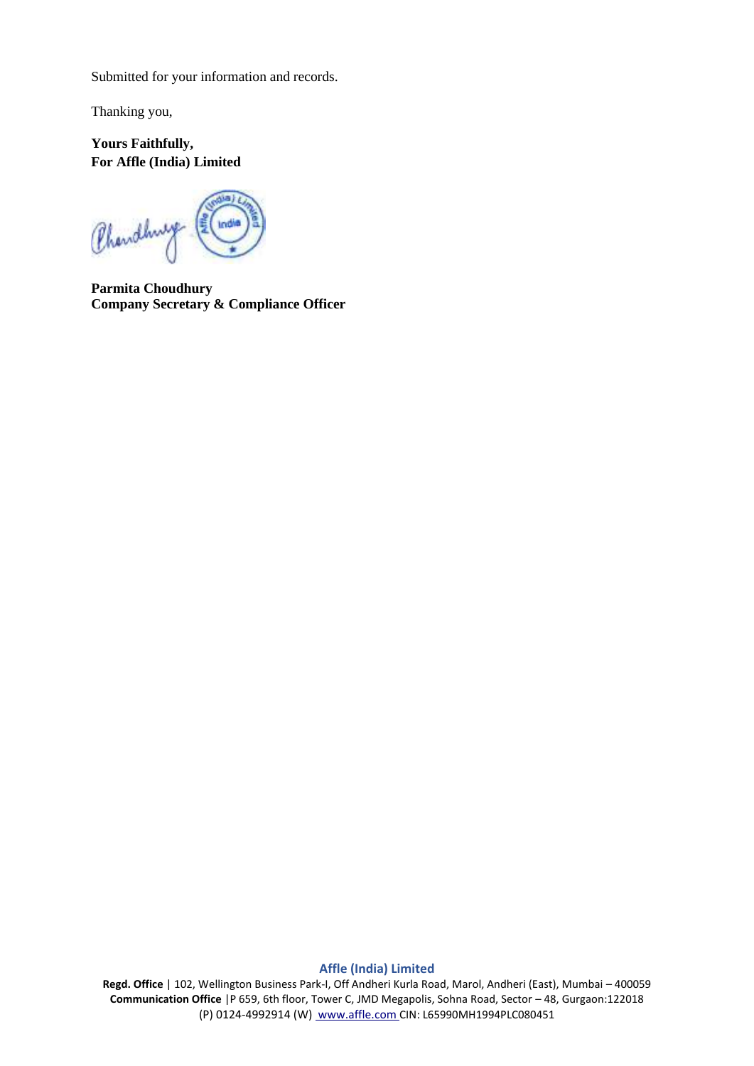Submitted for your information and records.

Thanking you,

**Yours Faithfully,**
**For Affle (India) Limited**

**Parmita Choudhury**
**Company Secretary & Compliance Officer**